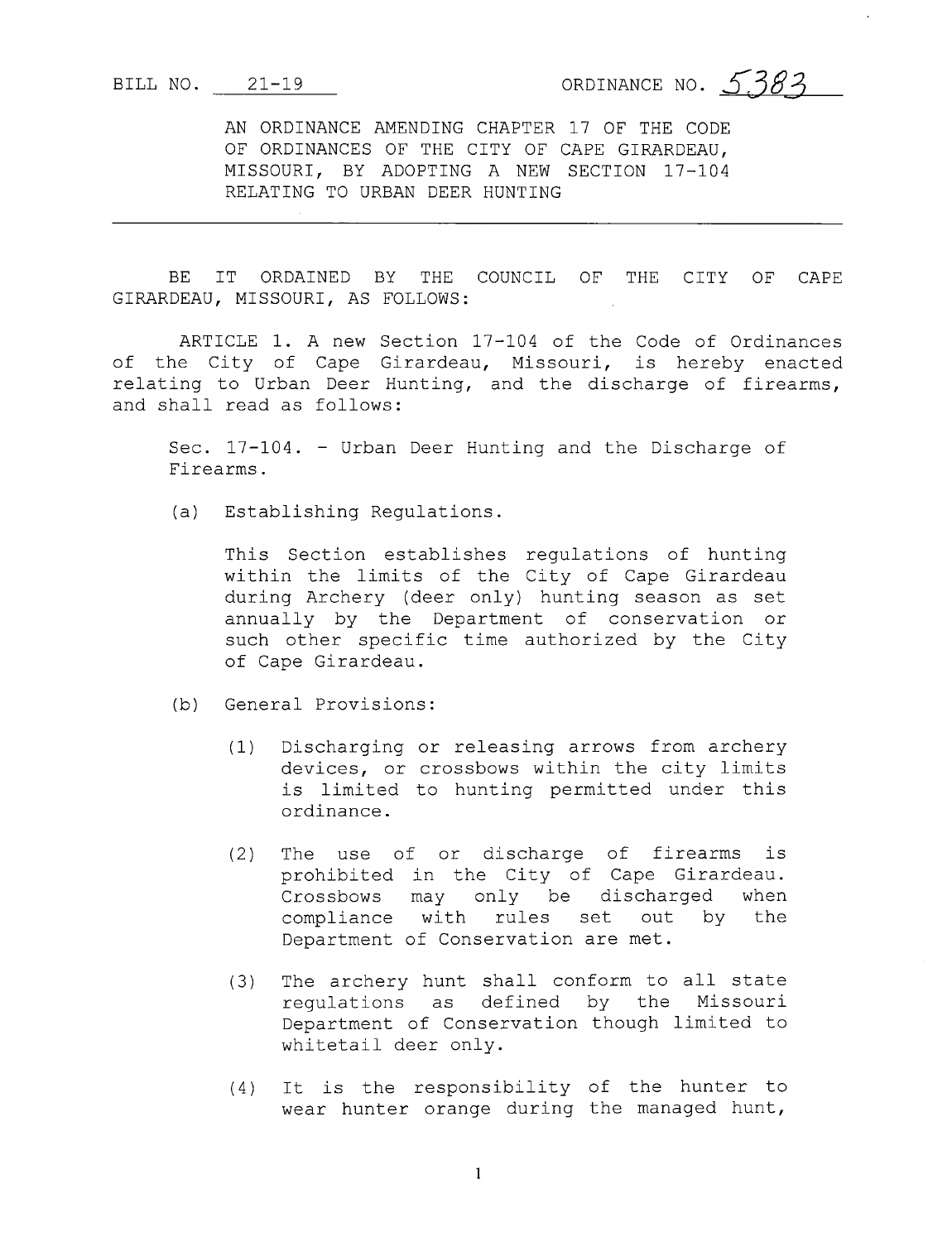BILL NO. 21-19 ORDINANCE NO. 5383

AN ORDINANCE AMENDING CHAPTER 17 OF THE CODE OF ORDINANCES OF THE CITY OF CAPE GIRARDEAU, MISSOURI, BY ADOPTING A NEW SECTION 17-104 RELATING TO URBAN DEER HUNTING

---

BE IT ORDAINED BY THE COUNCIL OF THE CITY OF CAPE GIRARDEAU, MISSOURI, AS FOLLOWS:

ARTICLE 1. A new Section 17-104 of the Code of Ordinances of the City of Cape Girardeau, Missouri, is hereby enacted relating to Urban Deer Hunting, and the discharge of firearms, and shall read as follows:

Sec. 17-104. - Urban Deer Hunting and the Discharge of Firearms.

(a) Establishing Regulations.

This Section establishes regulations of hunting within the limits of the City of Cape Girardeau during Archery (deer only) hunting season as set annually by the Department of conservation or such other specific time authorized by the City of Cape Girardeau.

(b) General Provisions:

(1) Discharging or releasing arrows from archery devices, or crossbows within the city limits is limited to hunting permitted under this ordinance.

(2) The use of or discharge of firearms is prohibited in the City of Cape Girardeau. Crossbows may only be discharged when compliance with rules set out by the Department of Conservation are met.

(3) The archery hunt shall conform to all state regulations as defined by the Missouri Department of Conservation though limited to whitetail deer only.

(4) It is the responsibility of the hunter to wear hunter orange during the managed hunt,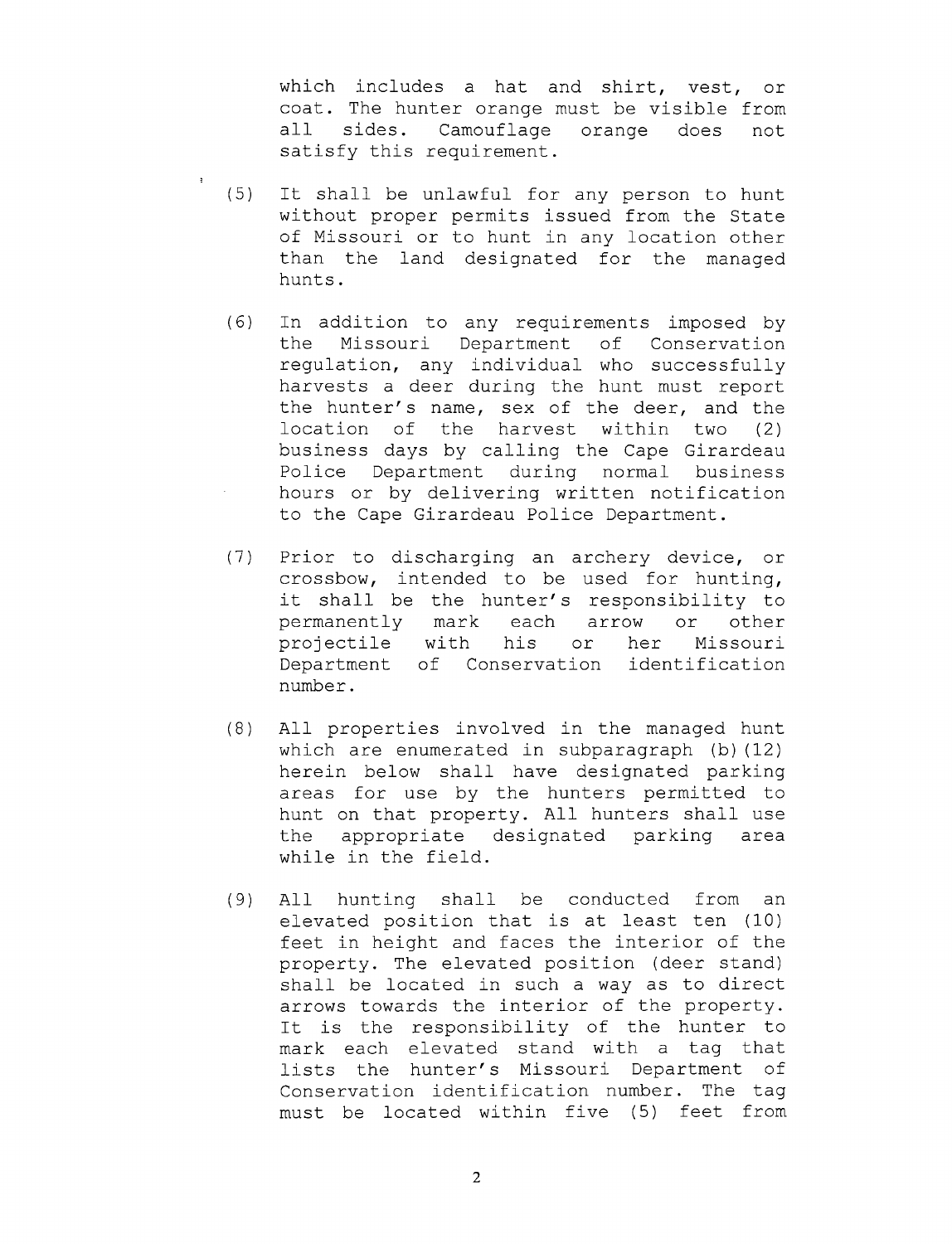which includes a hat and shirt, vest, or coat. The hunter orange must be visible from all sides. Camouflage orange does not satisfy this requirement.

(5) It shall be unlawful for any person to hunt without proper permits issued from the State of Missouri or to hunt in any location other than the land designated for the managed hunts.

(6) In addition to any requirements imposed by the Missouri Department of Conservation regulation, any individual who successfully harvests a deer during the hunt must report the hunter's name, sex of the deer, and the location of the harvest within two (2) business days by calling the Cape Girardeau Police Department during normal business hours or by delivering written notification to the Cape Girardeau Police Department.

(7) Prior to discharging an archery device, or crossbow, intended to be used for hunting, it shall be the hunter's responsibility to permanently mark each arrow or other projectile with his or her Missouri Department of Conservation identification number.

(8) All properties involved in the managed hunt which are enumerated in subparagraph (b)(12) herein below shall have designated parking areas for use by the hunters permitted to hunt on that property. All hunters shall use the appropriate designated parking area while in the field.

(9) All hunting shall be conducted from an elevated position that is at least ten (10) feet in height and faces the interior of the property. The elevated position (deer stand) shall be located in such a way as to direct arrows towards the interior of the property. It is the responsibility of the hunter to mark each elevated stand with a tag that lists the hunter's Missouri Department of Conservation identification number. The tag must be located within five (5) feet from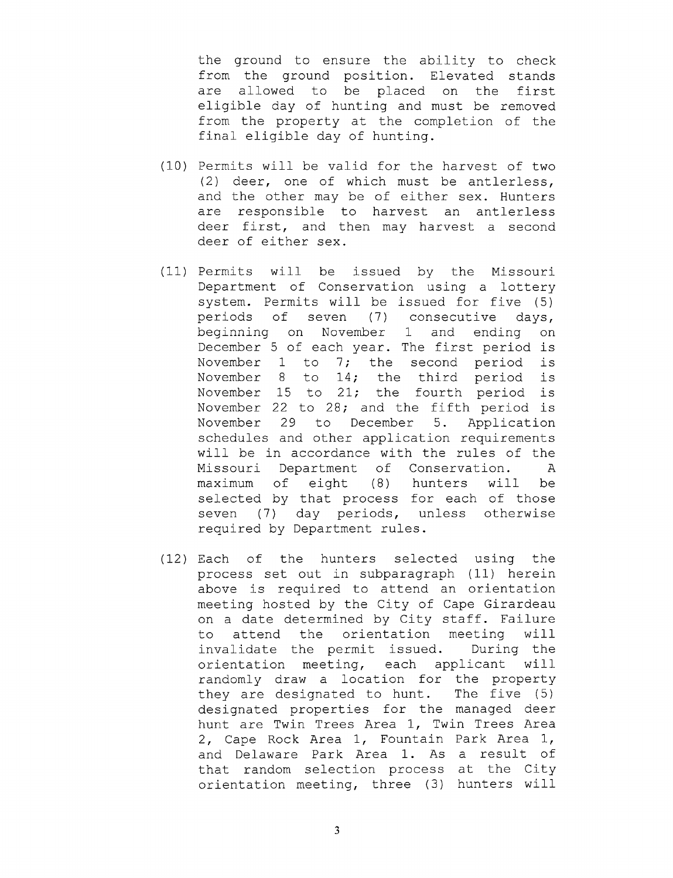the ground to ensure the ability to check from the ground position. Elevated stands are allowed to be placed on the first eligible day of hunting and must be removed from the property at the completion of the final eligible day of hunting.

(10) Permits will be valid for the harvest of two (2) deer, one of which must be antlerless, and the other may be of either sex. Hunters are responsible to harvest an antlerless deer first, and then may harvest a second deer of either sex.

(11) Permits will be issued by the Missouri Department of Conservation using a lottery system. Permits will be issued for five (5) periods of seven (7) consecutive days, beginning on November 1 and ending on December 5 of each year. The first period is November 1 to 7; the second period is November 8 to 14; the third period is November 15 to 21; the fourth period is November 22 to 28; and the fifth period is November 29 to December 5. Application schedules and other application requirements will be in accordance with the rules of the Missouri Department of Conservation. A maximum of eight (8) hunters will be selected by that process for each of those seven (7) day periods, unless otherwise required by Department rules.

(12) Each of the hunters selected using the process set out in subparagraph (11) herein above is required to attend an orientation meeting hosted by the City of Cape Girardeau on a date determined by City staff. Failure to attend the orientation meeting will invalidate the permit issued. During the orientation meeting, each applicant will randomly draw a location for the property they are designated to hunt. The five (5) designated properties for the managed deer hunt are Twin Trees Area 1, Twin Trees Area 2, Cape Rock Area 1, Fountain Park Area 1, and Delaware Park Area 1. As a result of that random selection process at the City orientation meeting, three (3) hunters will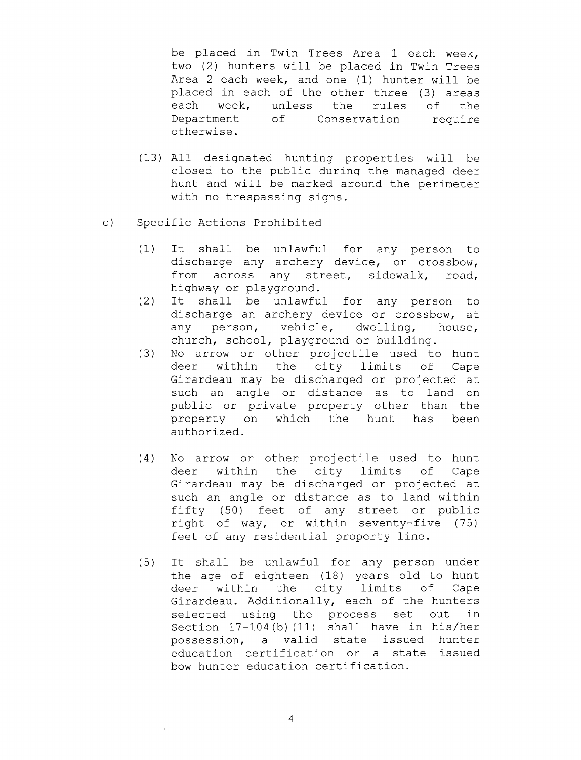be placed in Twin Trees Area 1 each week, two (2) hunters will be placed in Twin Trees Area 2 each week, and one (1) hunter will be placed in each of the other three (3) areas each week, unless the rules of the Department of Conservation require otherwise.

(13) All designated hunting properties will be closed to the public during the managed deer hunt and will be marked around the perimeter with no trespassing signs.

c) Specific Actions Prohibited

(1) It shall be unlawful for any person to discharge any archery device, or crossbow, from across any street, sidewalk, road, highway or playground.

(2) It shall be unlawful for any person to discharge an archery device or crossbow, at any person, vehicle, dwelling, house, church, school, playground or building.

(3) No arrow or other projectile used to hunt deer within the city limits of Cape Girardeau may be discharged or projected at such an angle or distance as to land on public or private property other than the property on which the hunt has been authorized.

(4) No arrow or other projectile used to hunt deer within the city limits of Cape Girardeau may be discharged or projected at such an angle or distance as to land within fifty (50) feet of any street or public right of way, or within seventy-five (75) feet of any residential property line.

(5) It shall be unlawful for any person under the age of eighteen (18) years old to hunt deer within the city limits of Cape Girardeau. Additionally, each of the hunters selected using the process set out in Section 17-104(b)(11) shall have in his/her possession, a valid state issued hunter education certification or a state issued bow hunter education certification.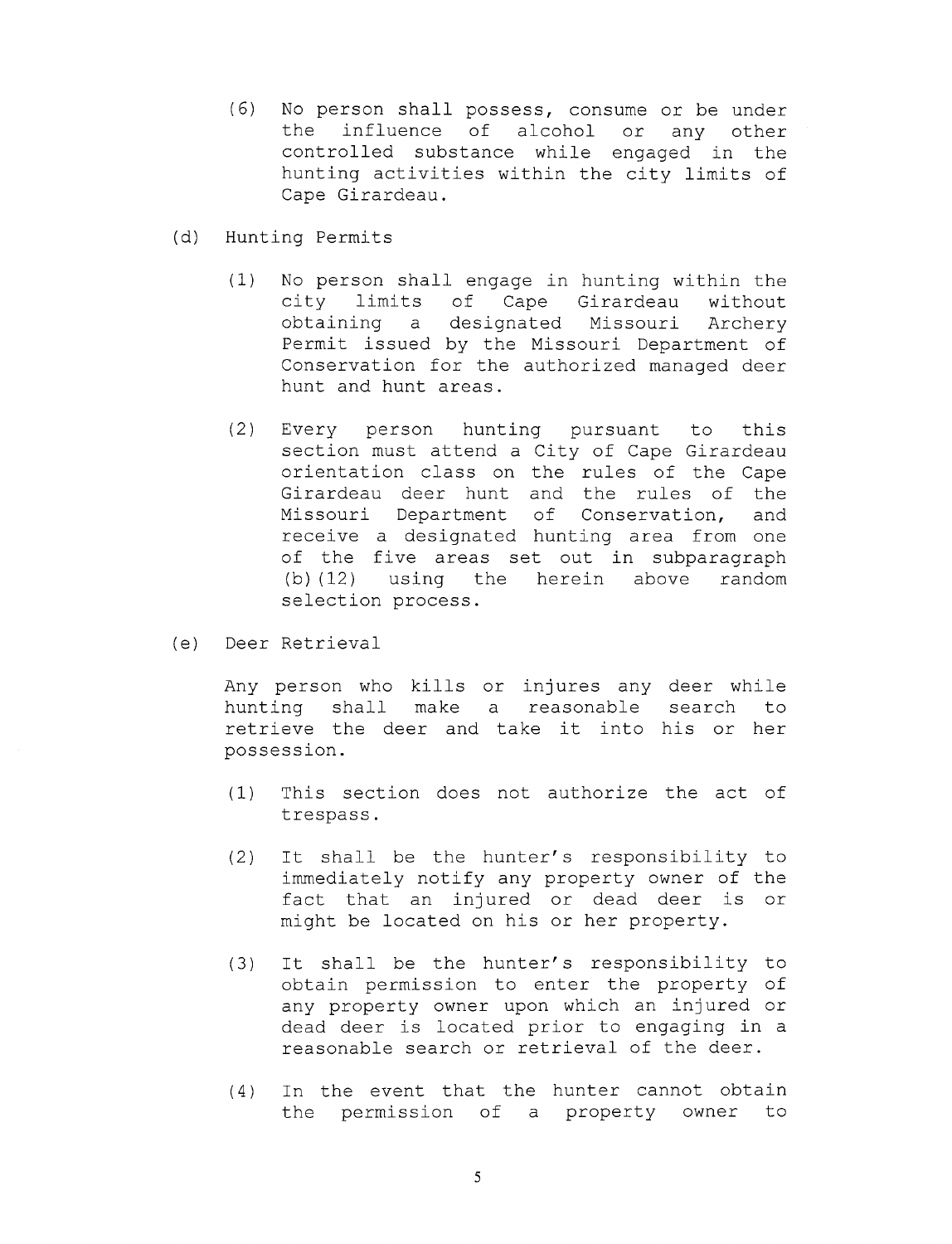(6) No person shall possess, consume or be under the influence of alcohol or any other controlled substance while engaged in the hunting activities within the city limits of Cape Girardeau.

(d) Hunting Permits

(1) No person shall engage in hunting within the city limits of Cape Girardeau without obtaining a designated Missouri Archery Permit issued by the Missouri Department of Conservation for the authorized managed deer hunt and hunt areas.

(2) Every person hunting pursuant to this section must attend a City of Cape Girardeau orientation class on the rules of the Cape Girardeau deer hunt and the rules of the Missouri Department of Conservation, and receive a designated hunting area from one of the five areas set out in subparagraph (b)(12) using the herein above random selection process.

(e) Deer Retrieval

Any person who kills or injures any deer while hunting shall make a reasonable search to retrieve the deer and take it into his or her possession.

(1) This section does not authorize the act of trespass.

(2) It shall be the hunter's responsibility to immediately notify any property owner of the fact that an injured or dead deer is or might be located on his or her property.

(3) It shall be the hunter's responsibility to obtain permission to enter the property of any property owner upon which an injured or dead deer is located prior to engaging in a reasonable search or retrieval of the deer.

(4) In the event that the hunter cannot obtain the permission of a property owner to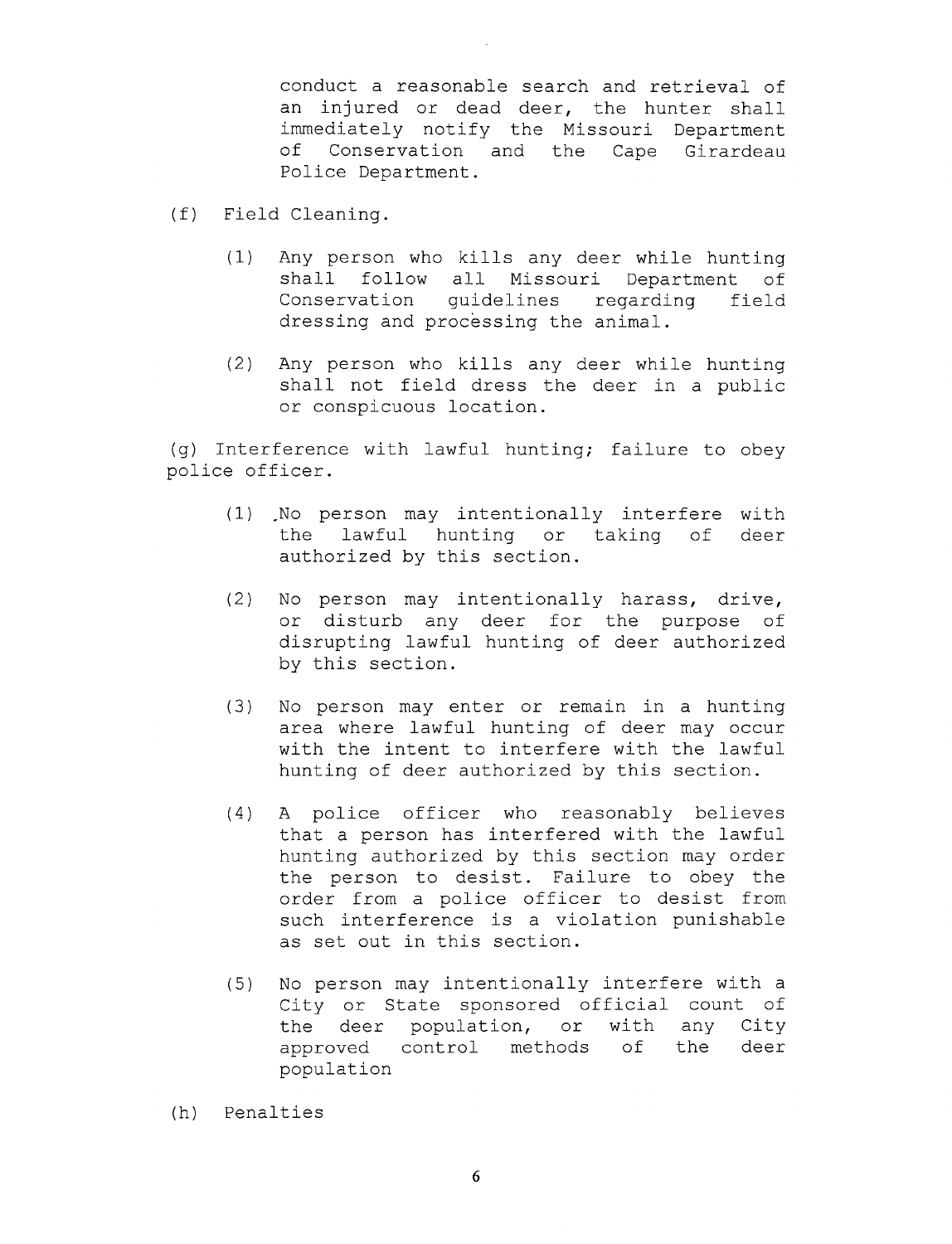conduct a reasonable search and retrieval of an injured or dead deer, the hunter shall immediately notify the Missouri Department of Conservation and the Cape Girardeau Police Department.

(f) Field Cleaning.

(1) Any person who kills any deer while hunting shall follow all Missouri Department of Conservation guidelines regarding field dressing and processing the animal.

(2) Any person who kills any deer while hunting shall not field dress the deer in a public or conspicuous location.

(g) Interference with lawful hunting; failure to obey police officer.

(1) No person may intentionally interfere with the lawful hunting or taking of deer authorized by this section.

(2) No person may intentionally harass, drive, or disturb any deer for the purpose of disrupting lawful hunting of deer authorized by this section.

(3) No person may enter or remain in a hunting area where lawful hunting of deer may occur with the intent to interfere with the lawful hunting of deer authorized by this section.

(4) A police officer who reasonably believes that a person has interfered with the lawful hunting authorized by this section may order the person to desist. Failure to obey the order from a police officer to desist from such interference is a violation punishable as set out in this section.

(5) No person may intentionally interfere with a City or State sponsored official count of the deer population, or with any City approved control methods of the deer population

(h) Penalties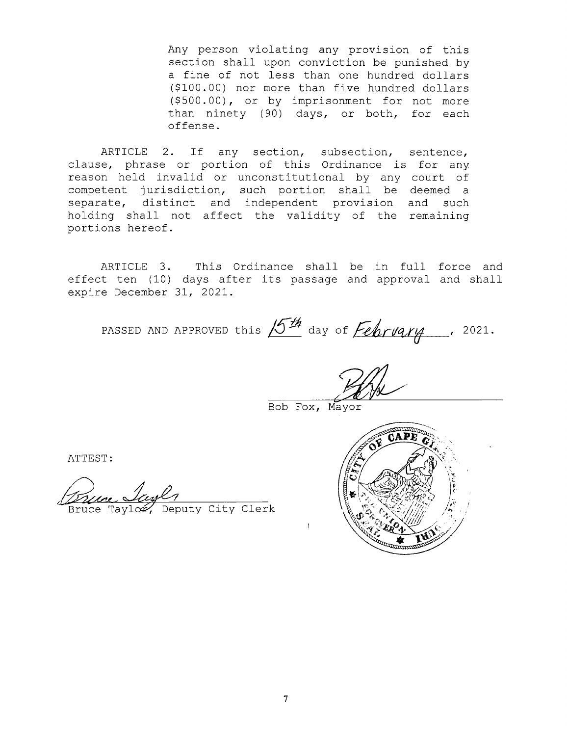Any person violating any provision of this section shall upon conviction be punished by a fine of not less than one hundred dollars ($100.00) nor more than five hundred dollars ($500.00), or by imprisonment for not more than ninety (90) days, or both, for each offense.

ARTICLE 2. If any section, subsection, sentence, clause, phrase or portion of this Ordinance is for any reason held invalid or unconstitutional by any court of competent jurisdiction, such portion shall be deemed a separate, distinct and independent provision and such holding shall not affect the validity of the remaining portions hereof.

ARTICLE 3. This Ordinance shall be in full force and effect ten (10) days after its passage and approval and shall expire December 31, 2021.

PASSED AND APPROVED this 15th day of February, 2021.

Bob Fox, Mayor

ATTEST:

Bruce Taylor, Deputy City Clerk

CITY OF CAPE GIRARDEAU MISSOURI